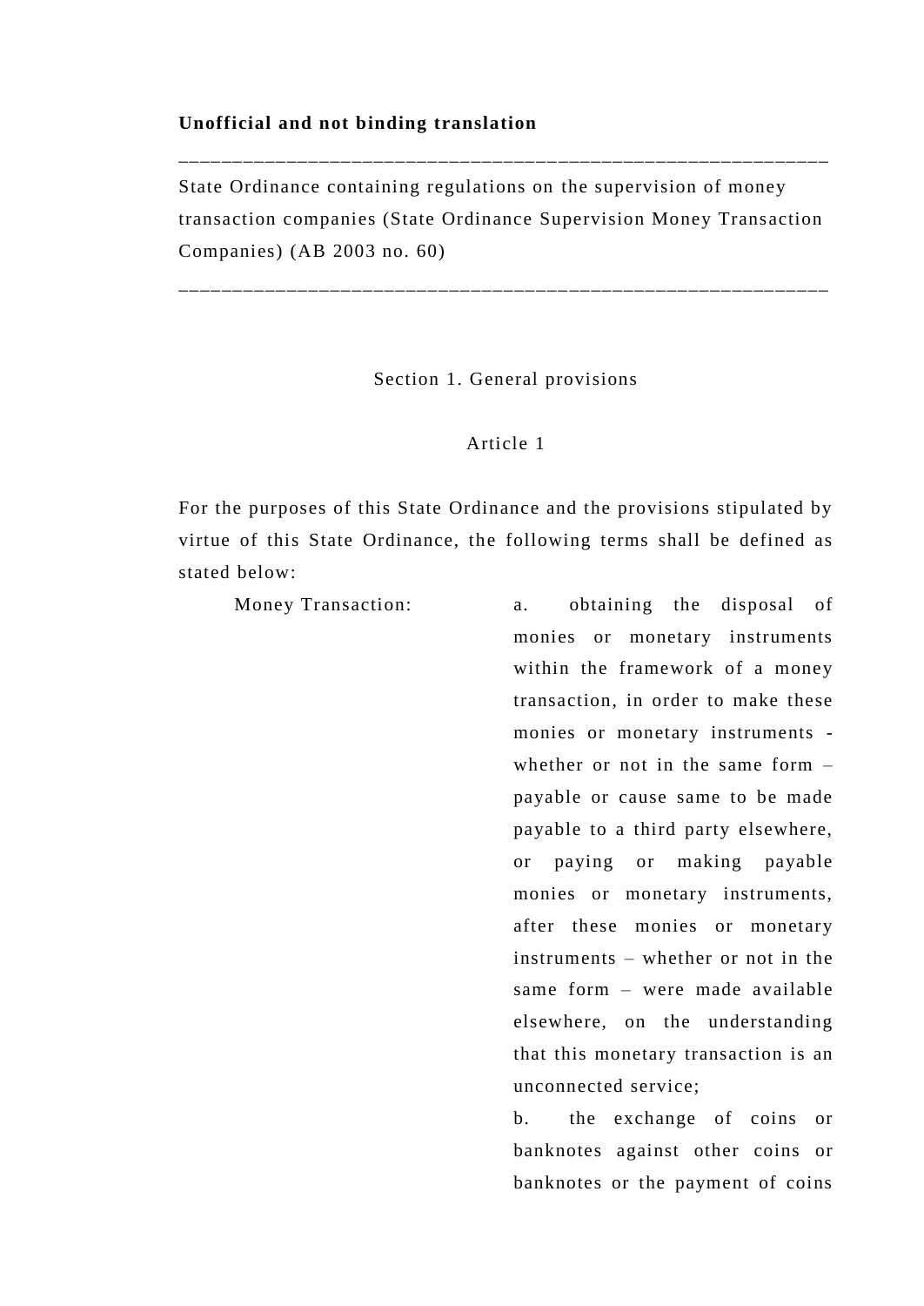**Unofficial and not binding translation**

---

State Ordinance containing regulations on the supervision of money transaction companies (State Ordinance Supervision Money Transaction Companies) (AB 2003 no. 60)

---

## Section 1. General provisions

### Article 1

For the purposes of this State Ordinance and the provisions stipulated by virtue of this State Ordinance, the following terms shall be defined as stated below:

Money Transaction:

a. obtaining the disposal of monies or monetary instruments within the framework of a money transaction, in order to make these monies or monetary instruments - whether or not in the same form – payable or cause same to be made payable to a third party elsewhere, or paying or making payable monies or monetary instruments, after these monies or monetary instruments – whether or not in the same form – were made available elsewhere, on the understanding that this monetary transaction is an unconnected service;

b. the exchange of coins or banknotes against other coins or banknotes or the payment of coins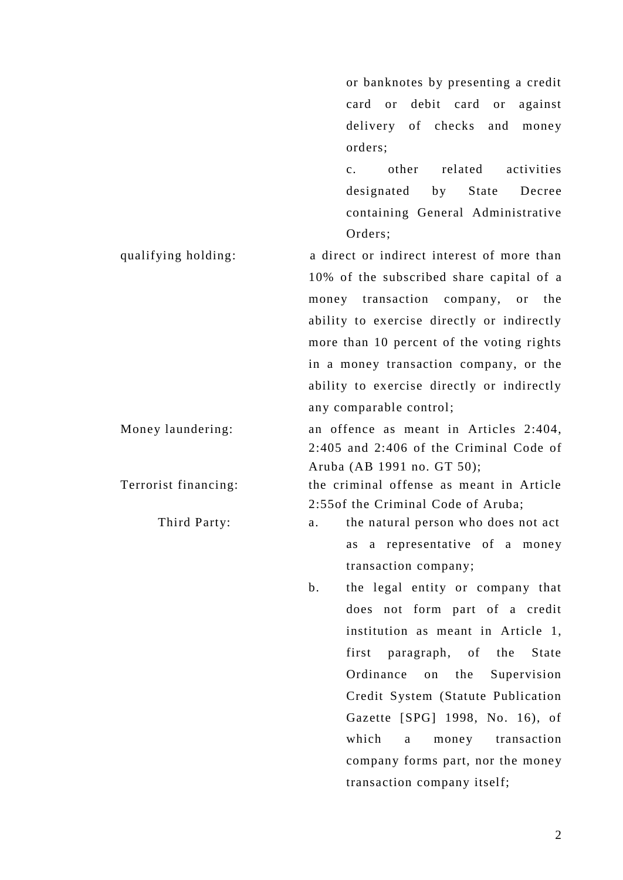or banknotes by presenting a credit card or debit card or against delivery of checks and money orders;

c. other related activities designated by State Decree containing General Administrative Orders;

qualifying holding: a direct or indirect interest of more than 10% of the subscribed share capital of a money transaction company, or the ability to exercise directly or indirectly more than 10 percent of the voting rights in a money transaction company, or the ability to exercise directly or indirectly any comparable control;

Money laundering: an offence as meant in Articles 2:404, 2:405 and 2:406 of the Criminal Code of Aruba (AB 1991 no. GT 50);

Terrorist financing: the criminal offense as meant in Article 2:55of the Criminal Code of Aruba;

Third Party:

a. the natural person who does not act as a representative of a money transaction company;

b. the legal entity or company that does not form part of a credit institution as meant in Article 1, first paragraph, of the State Ordinance on the Supervision Credit System (Statute Publication Gazette [SPG] 1998, No. 16), of which a money transaction company forms part, nor the money transaction company itself;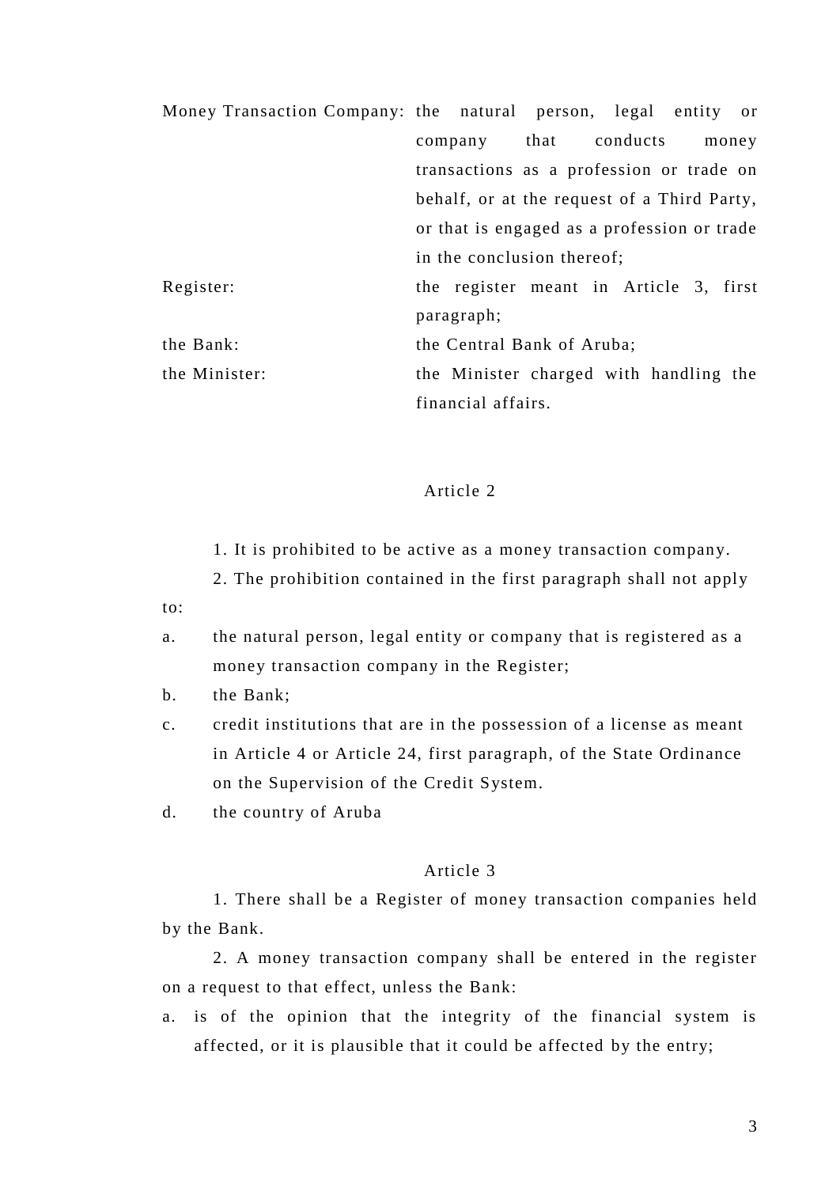Money Transaction Company: the natural person, legal entity or company that conducts money transactions as a profession or trade on behalf, or at the request of a Third Party, or that is engaged as a profession or trade in the conclusion thereof;

Register: the register meant in Article 3, first paragraph;

the Bank: the Central Bank of Aruba;

the Minister: the Minister charged with handling the financial affairs.

### Article 2

1. It is prohibited to be active as a money transaction company.

2. The prohibition contained in the first paragraph shall not apply to:

a. the natural person, legal entity or company that is registered as a money transaction company in the Register;

b. the Bank;

c. credit institutions that are in the possession of a license as meant in Article 4 or Article 24, first paragraph, of the State Ordinance on the Supervision of the Credit System.

d. the country of Aruba

### Article 3

1. There shall be a Register of money transaction companies held by the Bank.

2. A money transaction company shall be entered in the register on a request to that effect, unless the Bank:

a. is of the opinion that the integrity of the financial system is affected, or it is plausible that it could be affected by the entry;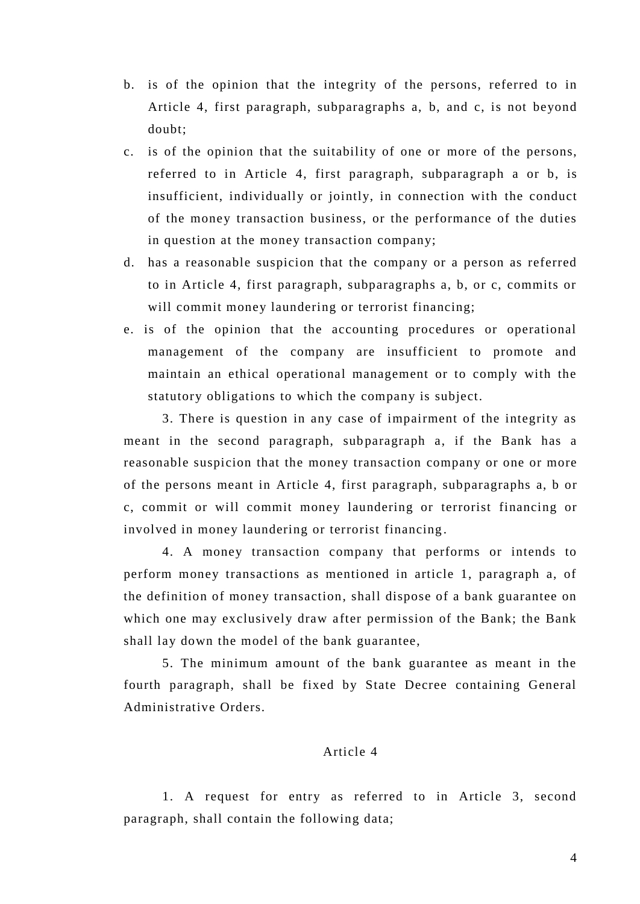b. is of the opinion that the integrity of the persons, referred to in Article 4, first paragraph, subparagraphs a, b, and c, is not beyond doubt;

c. is of the opinion that the suitability of one or more of the persons, referred to in Article 4, first paragraph, subparagraph a or b, is insufficient, individually or jointly, in connection with the conduct of the money transaction business, or the performance of the duties in question at the money transaction company;

d. has a reasonable suspicion that the company or a person as referred to in Article 4, first paragraph, subparagraphs a, b, or c, commits or will commit money laundering or terrorist financing;

e. is of the opinion that the accounting procedures or operational management of the company are insufficient to promote and maintain an ethical operational management or to comply with the statutory obligations to which the company is subject.

3. There is question in any case of impairment of the integrity as meant in the second paragraph, subparagraph a, if the Bank has a reasonable suspicion that the money transaction company or one or more of the persons meant in Article 4, first paragraph, subparagraphs a, b or c, commit or will commit money laundering or terrorist financing or involved in money laundering or terrorist financing.

4. A money transaction company that performs or intends to perform money transactions as mentioned in article 1, paragraph a, of the definition of money transaction, shall dispose of a bank guarantee on which one may exclusively draw after permission of the Bank; the Bank shall lay down the model of the bank guarantee,

5. The minimum amount of the bank guarantee as meant in the fourth paragraph, shall be fixed by State Decree containing General Administrative Orders.

## Article 4

1. A request for entry as referred to in Article 3, second paragraph, shall contain the following data;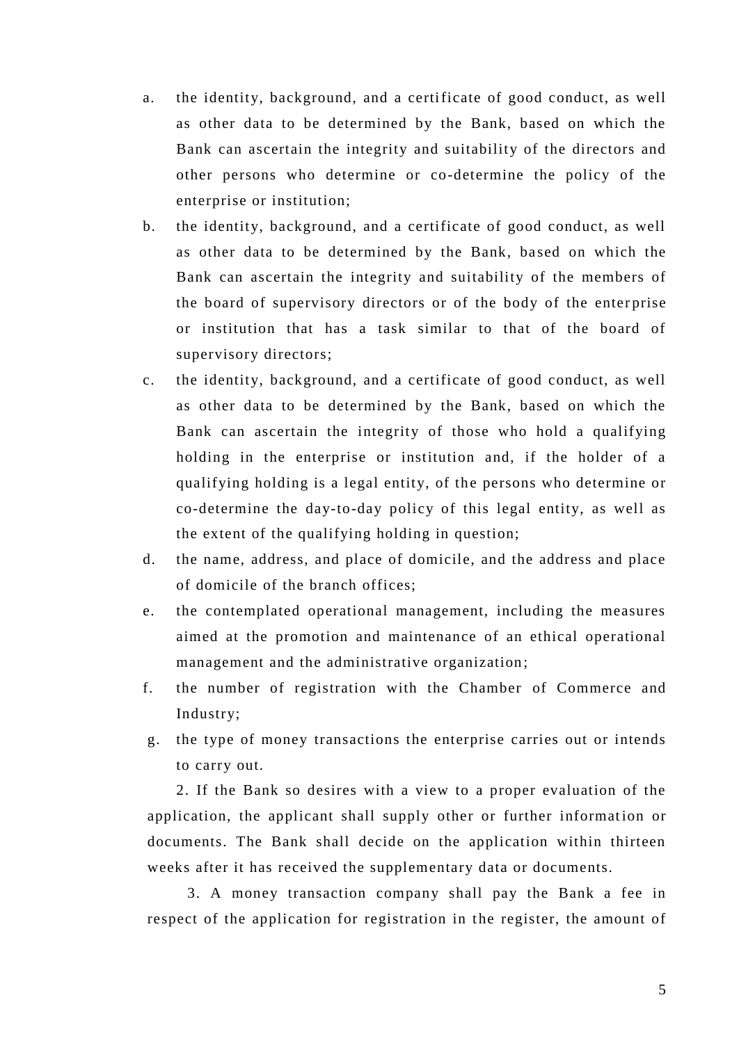a. the identity, background, and a certificate of good conduct, as well as other data to be determined by the Bank, based on which the Bank can ascertain the integrity and suitability of the directors and other persons who determine or co-determine the policy of the enterprise or institution;
b. the identity, background, and a certificate of good conduct, as well as other data to be determined by the Bank, based on which the Bank can ascertain the integrity and suitability of the members of the board of supervisory directors or of the body of the enterprise or institution that has a task similar to that of the board of supervisory directors;
c. the identity, background, and a certificate of good conduct, as well as other data to be determined by the Bank, based on which the Bank can ascertain the integrity of those who hold a qualifying holding in the enterprise or institution and, if the holder of a qualifying holding is a legal entity, of the persons who determine or co-determine the day-to-day policy of this legal entity, as well as the extent of the qualifying holding in question;
d. the name, address, and place of domicile, and the address and place of domicile of the branch offices;
e. the contemplated operational management, including the measures aimed at the promotion and maintenance of an ethical operational management and the administrative organization;
f. the number of registration with the Chamber of Commerce and Industry;
g. the type of money transactions the enterprise carries out or intends to carry out.

2. If the Bank so desires with a view to a proper evaluation of the application, the applicant shall supply other or further information or documents. The Bank shall decide on the application within thirteen weeks after it has received the supplementary data or documents.

3. A money transaction company shall pay the Bank a fee in respect of the application for registration in the register, the amount of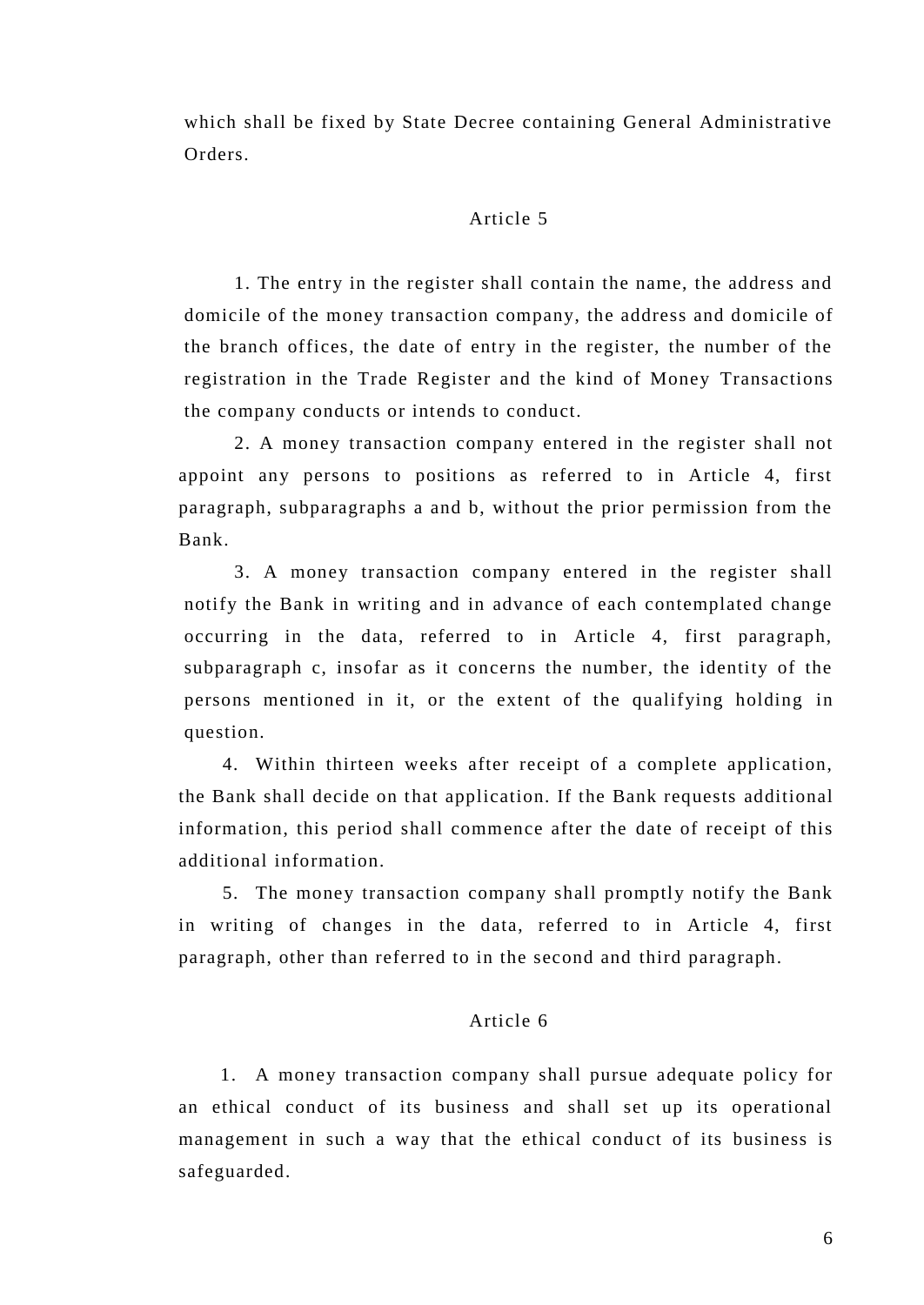which shall be fixed by State Decree containing General Administrative Orders.

## Article 5

1. The entry in the register shall contain the name, the address and domicile of the money transaction company, the address and domicile of the branch offices, the date of entry in the register, the number of the registration in the Trade Register and the kind of Money Transactions the company conducts or intends to conduct.

2. A money transaction company entered in the register shall not appoint any persons to positions as referred to in Article 4, first paragraph, subparagraphs a and b, without the prior permission from the Bank.

3. A money transaction company entered in the register shall notify the Bank in writing and in advance of each contemplated change occurring in the data, referred to in Article 4, first paragraph, subparagraph c, insofar as it concerns the number, the identity of the persons mentioned in it, or the extent of the qualifying holding in question.

4. Within thirteen weeks after receipt of a complete application, the Bank shall decide on that application. If the Bank requests additional information, this period shall commence after the date of receipt of this additional information.

5. The money transaction company shall promptly notify the Bank in writing of changes in the data, referred to in Article 4, first paragraph, other than referred to in the second and third paragraph.

## Article 6

1. A money transaction company shall pursue adequate policy for an ethical conduct of its business and shall set up its operational management in such a way that the ethical conduct of its business is safeguarded.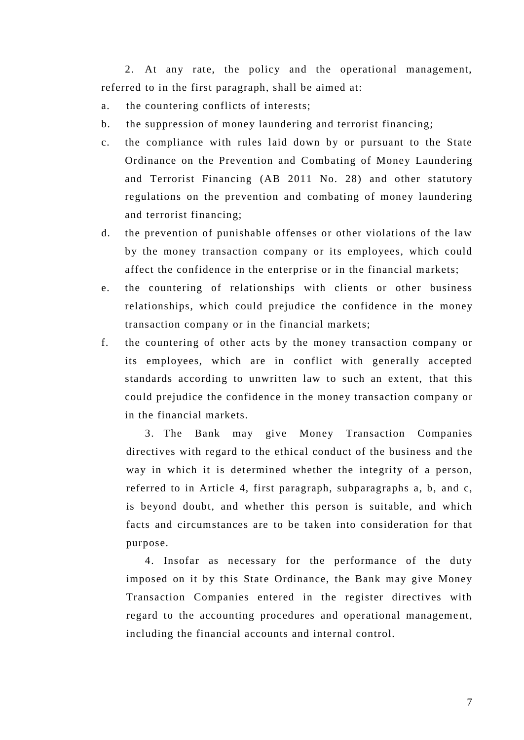2. At any rate, the policy and the operational management, referred to in the first paragraph, shall be aimed at:

a. the countering conflicts of interests;
b. the suppression of money laundering and terrorist financing;
c. the compliance with rules laid down by or pursuant to the State Ordinance on the Prevention and Combating of Money Laundering and Terrorist Financing (AB 2011 No. 28) and other statutory regulations on the prevention and combating of money laundering and terrorist financing;
d. the prevention of punishable offenses or other violations of the law by the money transaction company or its employees, which could affect the confidence in the enterprise or in the financial markets;
e. the countering of relationships with clients or other business relationships, which could prejudice the confidence in the money transaction company or in the financial markets;
f. the countering of other acts by the money transaction company or its employees, which are in conflict with generally accepted standards according to unwritten law to such an extent, that this could prejudice the confidence in the money transaction company or in the financial markets.

3. The Bank may give Money Transaction Companies directives with regard to the ethical conduct of the business and the way in which it is determined whether the integrity of a person, referred to in Article 4, first paragraph, subparagraphs a, b, and c, is beyond doubt, and whether this person is suitable, and which facts and circumstances are to be taken into consideration for that purpose.

4. Insofar as necessary for the performance of the duty imposed on it by this State Ordinance, the Bank may give Money Transaction Companies entered in the register directives with regard to the accounting procedures and operational management, including the financial accounts and internal control.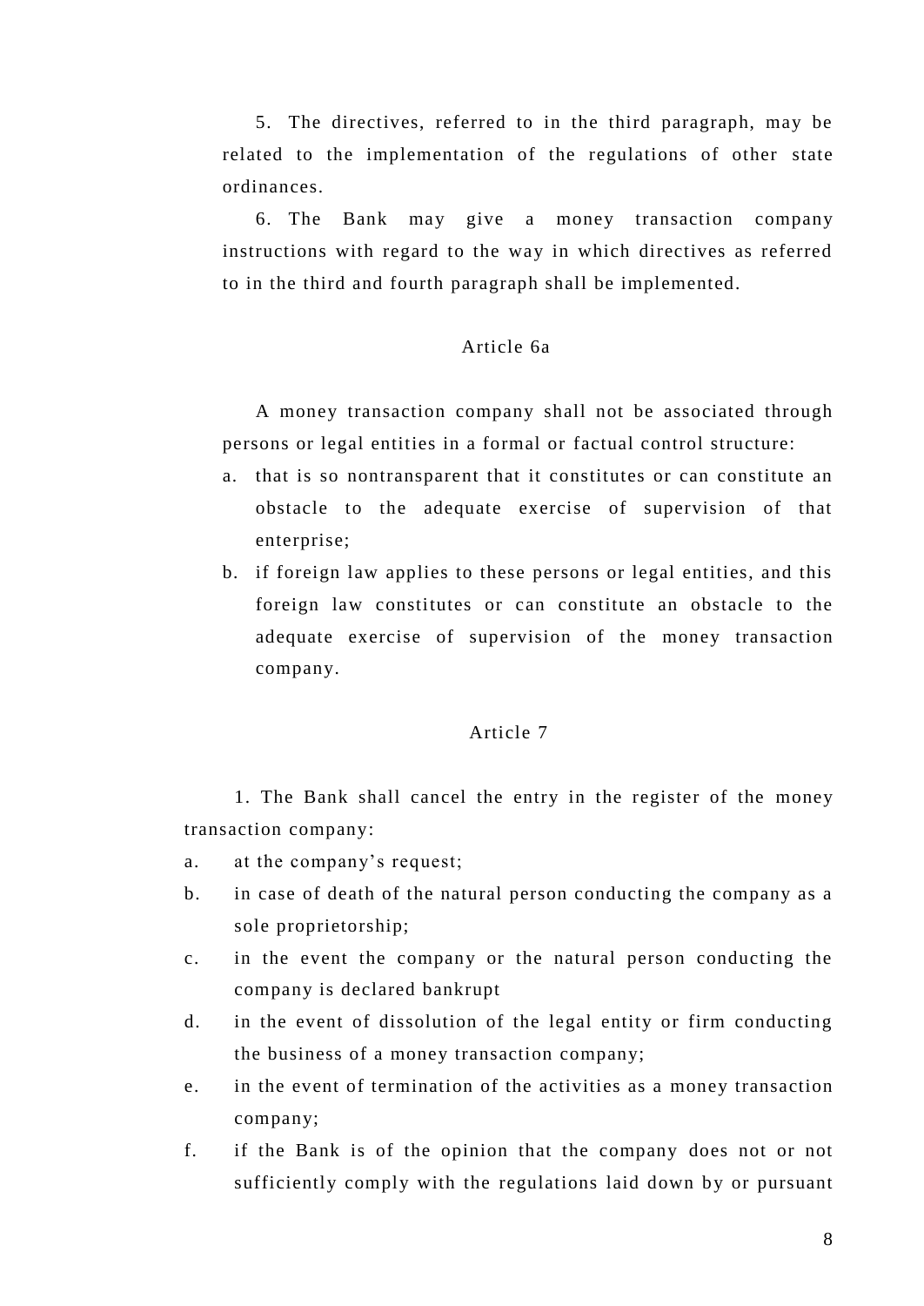5. The directives, referred to in the third paragraph, may be related to the implementation of the regulations of other state ordinances.

6. The Bank may give a money transaction company instructions with regard to the way in which directives as referred to in the third and fourth paragraph shall be implemented.

### Article 6a

A money transaction company shall not be associated through persons or legal entities in a formal or factual control structure:

a. that is so nontransparent that it constitutes or can constitute an obstacle to the adequate exercise of supervision of that enterprise;
b. if foreign law applies to these persons or legal entities, and this foreign law constitutes or can constitute an obstacle to the adequate exercise of supervision of the money transaction company.

### Article 7

1. The Bank shall cancel the entry in the register of the money transaction company:

a. at the company's request;
b. in case of death of the natural person conducting the company as a sole proprietorship;
c. in the event the company or the natural person conducting the company is declared bankrupt
d. in the event of dissolution of the legal entity or firm conducting the business of a money transaction company;
e. in the event of termination of the activities as a money transaction company;
f. if the Bank is of the opinion that the company does not or not sufficiently comply with the regulations laid down by or pursuant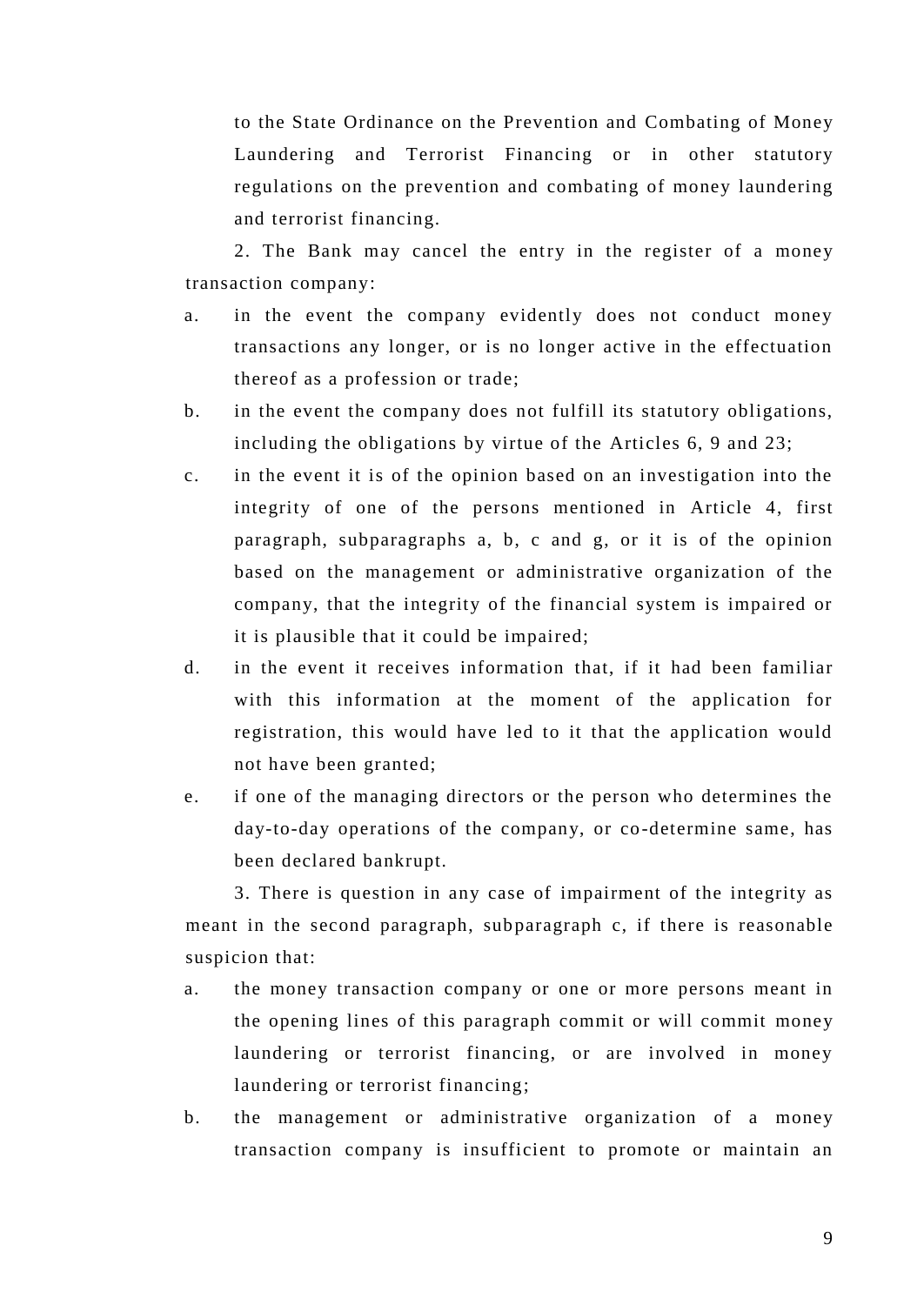to the State Ordinance on the Prevention and Combating of Money Laundering and Terrorist Financing or in other statutory regulations on the prevention and combating of money laundering and terrorist financing.

2. The Bank may cancel the entry in the register of a money transaction company:

a. in the event the company evidently does not conduct money transactions any longer, or is no longer active in the effectuation thereof as a profession or trade;

b. in the event the company does not fulfill its statutory obligations, including the obligations by virtue of the Articles 6, 9 and 23;

c. in the event it is of the opinion based on an investigation into the integrity of one of the persons mentioned in Article 4, first paragraph, subparagraphs a, b, c and g, or it is of the opinion based on the management or administrative organization of the company, that the integrity of the financial system is impaired or it is plausible that it could be impaired;

d. in the event it receives information that, if it had been familiar with this information at the moment of the application for registration, this would have led to it that the application would not have been granted;

e. if one of the managing directors or the person who determines the day-to-day operations of the company, or co-determine same, has been declared bankrupt.

3. There is question in any case of impairment of the integrity as meant in the second paragraph, subparagraph c, if there is reasonable suspicion that:

a. the money transaction company or one or more persons meant in the opening lines of this paragraph commit or will commit money laundering or terrorist financing, or are involved in money laundering or terrorist financing;

b. the management or administrative organization of a money transaction company is insufficient to promote or maintain an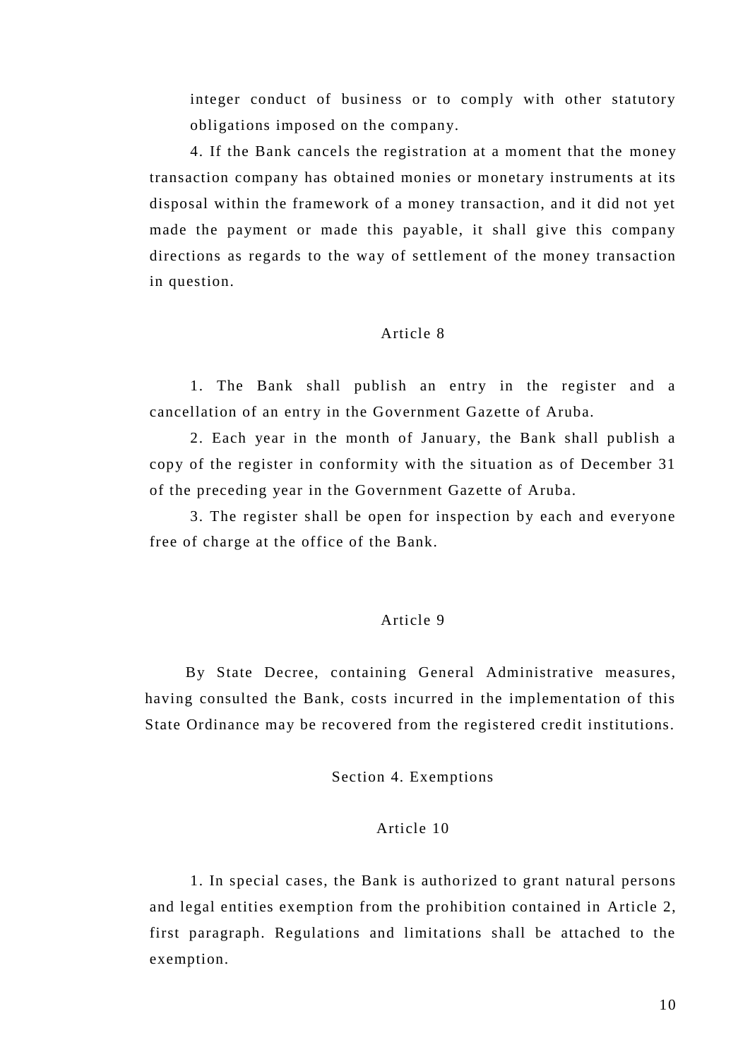integer conduct of business or to comply with other statutory obligations imposed on the company.

4. If the Bank cancels the registration at a moment that the money transaction company has obtained monies or monetary instruments at its disposal within the framework of a money transaction, and it did not yet made the payment or made this payable, it shall give this company directions as regards to the way of settlement of the money transaction in question.

Article 8

1. The Bank shall publish an entry in the register and a cancellation of an entry in the Government Gazette of Aruba.

2. Each year in the month of January, the Bank shall publish a copy of the register in conformity with the situation as of December 31 of the preceding year in the Government Gazette of Aruba.

3. The register shall be open for inspection by each and everyone free of charge at the office of the Bank.

Article 9

By State Decree, containing General Administrative measures, having consulted the Bank, costs incurred in the implementation of this State Ordinance may be recovered from the registered credit institutions.

## Section 4. Exemptions

Article 10

1. In special cases, the Bank is authorized to grant natural persons and legal entities exemption from the prohibition contained in Article 2, first paragraph. Regulations and limitations shall be attached to the exemption.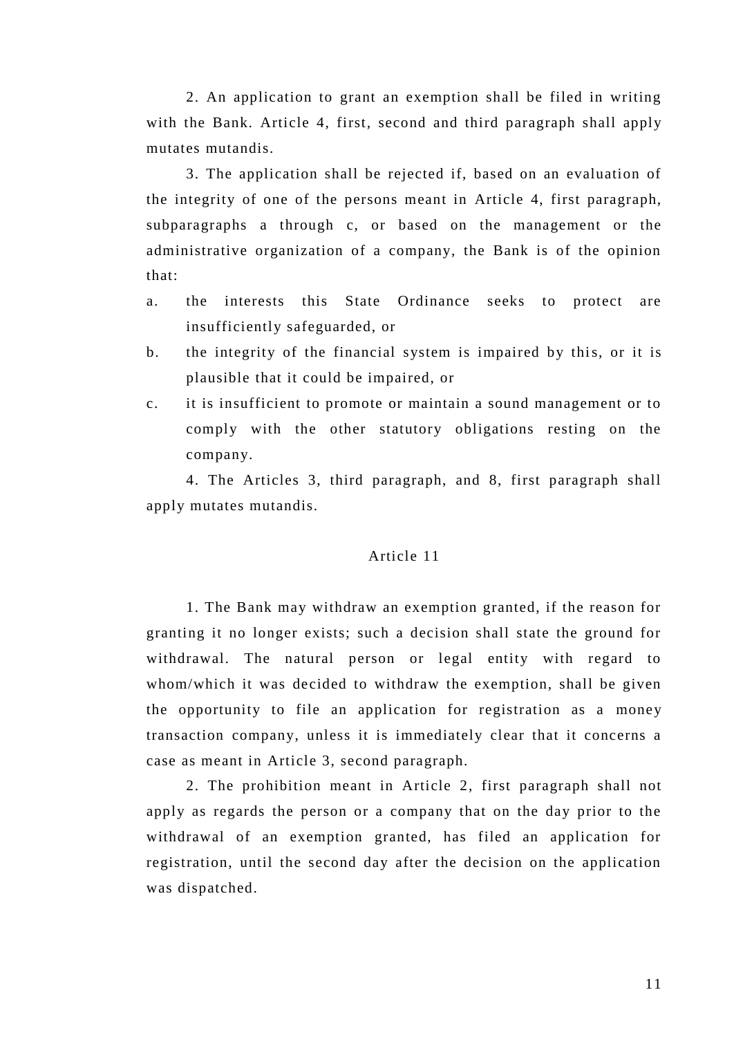2. An application to grant an exemption shall be filed in writing with the Bank. Article 4, first, second and third paragraph shall apply mutates mutandis.

3. The application shall be rejected if, based on an evaluation of the integrity of one of the persons meant in Article 4, first paragraph, subparagraphs a through c, or based on the management or the administrative organization of a company, the Bank is of the opinion that:

a. the interests this State Ordinance seeks to protect are insufficiently safeguarded, or
b. the integrity of the financial system is impaired by this, or it is plausible that it could be impaired, or
c. it is insufficient to promote or maintain a sound management or to comply with the other statutory obligations resting on the company.

4. The Articles 3, third paragraph, and 8, first paragraph shall apply mutates mutandis.

## Article 11

1. The Bank may withdraw an exemption granted, if the reason for granting it no longer exists; such a decision shall state the ground for withdrawal. The natural person or legal entity with regard to whom/which it was decided to withdraw the exemption, shall be given the opportunity to file an application for registration as a money transaction company, unless it is immediately clear that it concerns a case as meant in Article 3, second paragraph.

2. The prohibition meant in Article 2, first paragraph shall not apply as regards the person or a company that on the day prior to the withdrawal of an exemption granted, has filed an application for registration, until the second day after the decision on the application was dispatched.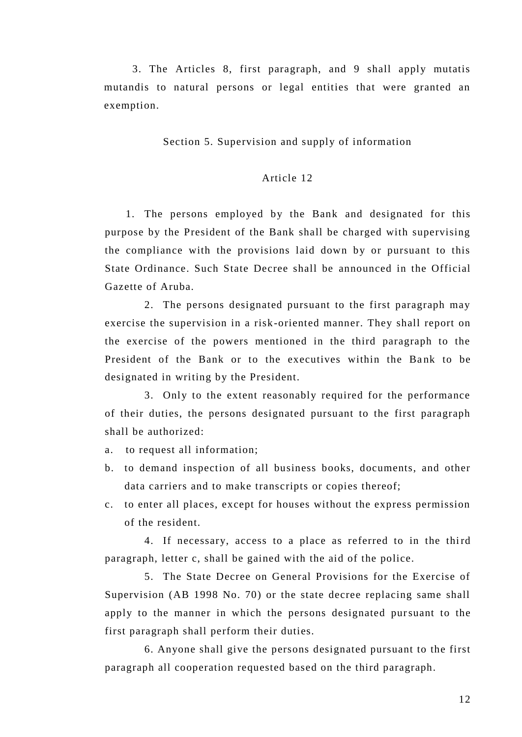3. The Articles 8, first paragraph, and 9 shall apply mutatis mutandis to natural persons or legal entities that were granted an exemption.

## Section 5. Supervision and supply of information

### Article 12

1. The persons employed by the Bank and designated for this purpose by the President of the Bank shall be charged with supervising the compliance with the provisions laid down by or pursuant to this State Ordinance. Such State Decree shall be announced in the Official Gazette of Aruba.

2. The persons designated pursuant to the first paragraph may exercise the supervision in a risk-oriented manner. They shall report on the exercise of the powers mentioned in the third paragraph to the President of the Bank or to the executives within the Bank to be designated in writing by the President.

3. Only to the extent reasonably required for the performance of their duties, the persons designated pursuant to the first paragraph shall be authorized:

a. to request all information;
b. to demand inspection of all business books, documents, and other data carriers and to make transcripts or copies thereof;
c. to enter all places, except for houses without the express permission of the resident.

4. If necessary, access to a place as referred to in the third paragraph, letter c, shall be gained with the aid of the police.

5. The State Decree on General Provisions for the Exercise of Supervision (AB 1998 No. 70) or the state decree replacing same shall apply to the manner in which the persons designated pursuant to the first paragraph shall perform their duties.

6. Anyone shall give the persons designated pursuant to the first paragraph all cooperation requested based on the third paragraph.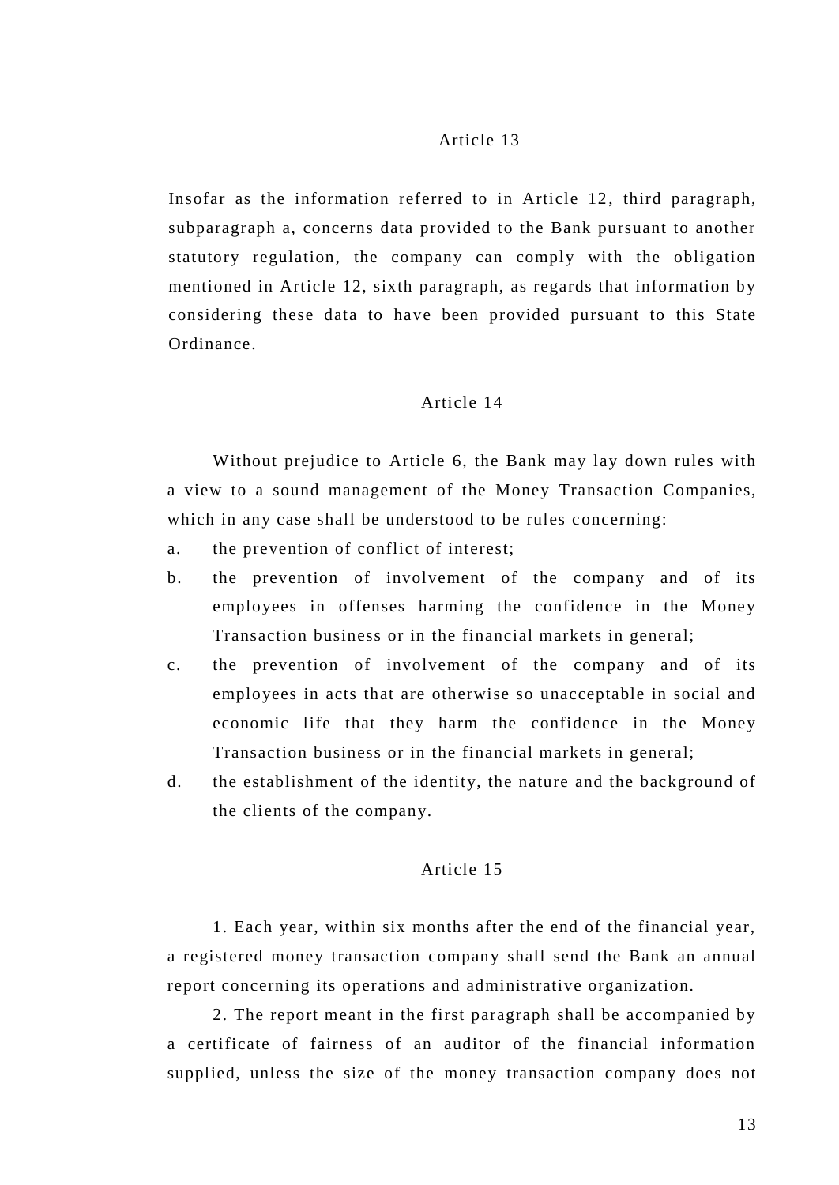### Article 13

Insofar as the information referred to in Article 12, third paragraph, subparagraph a, concerns data provided to the Bank pursuant to another statutory regulation, the company can comply with the obligation mentioned in Article 12, sixth paragraph, as regards that information by considering these data to have been provided pursuant to this State Ordinance.

### Article 14

Without prejudice to Article 6, the Bank may lay down rules with a view to a sound management of the Money Transaction Companies, which in any case shall be understood to be rules concerning:

a. the prevention of conflict of interest;

b. the prevention of involvement of the company and of its employees in offenses harming the confidence in the Money Transaction business or in the financial markets in general;

c. the prevention of involvement of the company and of its employees in acts that are otherwise so unacceptable in social and economic life that they harm the confidence in the Money Transaction business or in the financial markets in general;

d. the establishment of the identity, the nature and the background of the clients of the company.

### Article 15

1. Each year, within six months after the end of the financial year, a registered money transaction company shall send the Bank an annual report concerning its operations and administrative organization.

2. The report meant in the first paragraph shall be accompanied by a certificate of fairness of an auditor of the financial information supplied, unless the size of the money transaction company does not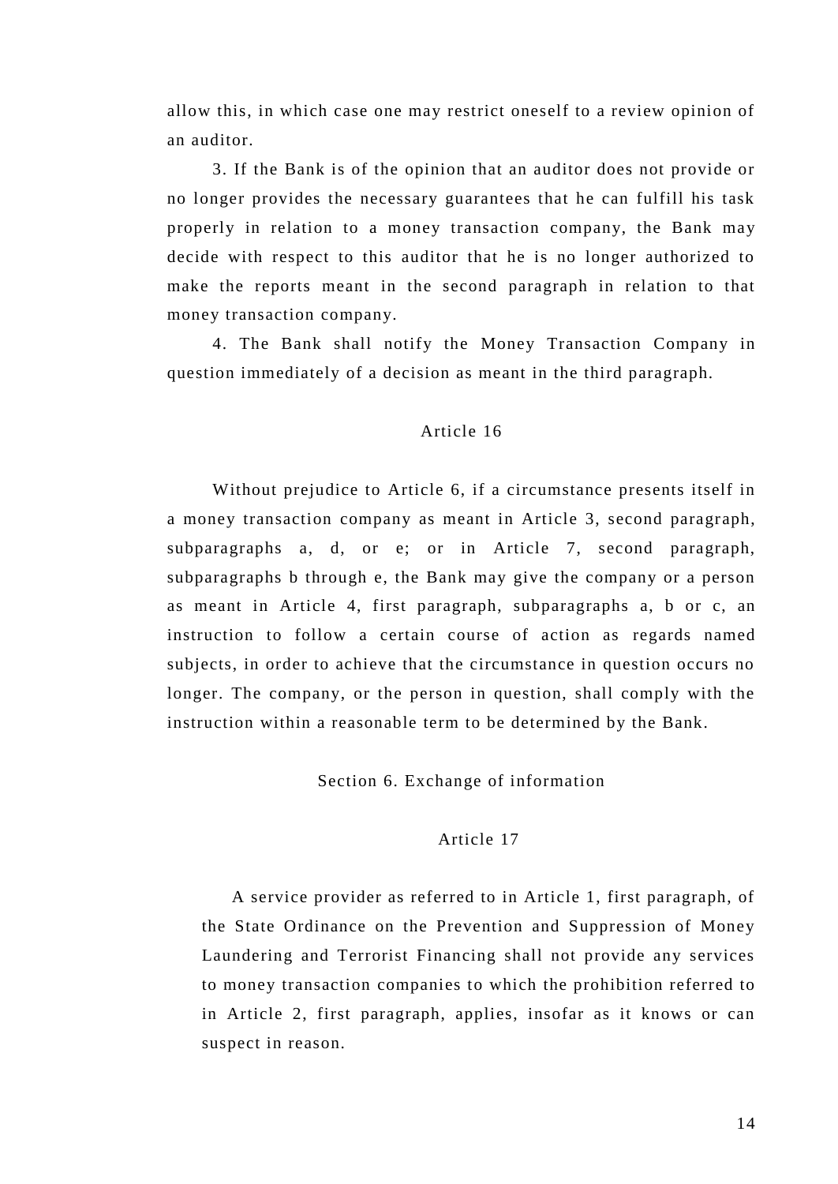allow this, in which case one may restrict oneself to a review opinion of an auditor.

3. If the Bank is of the opinion that an auditor does not provide or no longer provides the necessary guarantees that he can fulfill his task properly in relation to a money transaction company, the Bank may decide with respect to this auditor that he is no longer authorized to make the reports meant in the second paragraph in relation to that money transaction company.

4. The Bank shall notify the Money Transaction Company in question immediately of a decision as meant in the third paragraph.

### Article 16

Without prejudice to Article 6, if a circumstance presents itself in a money transaction company as meant in Article 3, second paragraph, subparagraphs a, d, or e; or in Article 7, second paragraph, subparagraphs b through e, the Bank may give the company or a person as meant in Article 4, first paragraph, subparagraphs a, b or c, an instruction to follow a certain course of action as regards named subjects, in order to achieve that the circumstance in question occurs no longer. The company, or the person in question, shall comply with the instruction within a reasonable term to be determined by the Bank.

## Section 6. Exchange of information

### Article 17

A service provider as referred to in Article 1, first paragraph, of the State Ordinance on the Prevention and Suppression of Money Laundering and Terrorist Financing shall not provide any services to money transaction companies to which the prohibition referred to in Article 2, first paragraph, applies, insofar as it knows or can suspect in reason.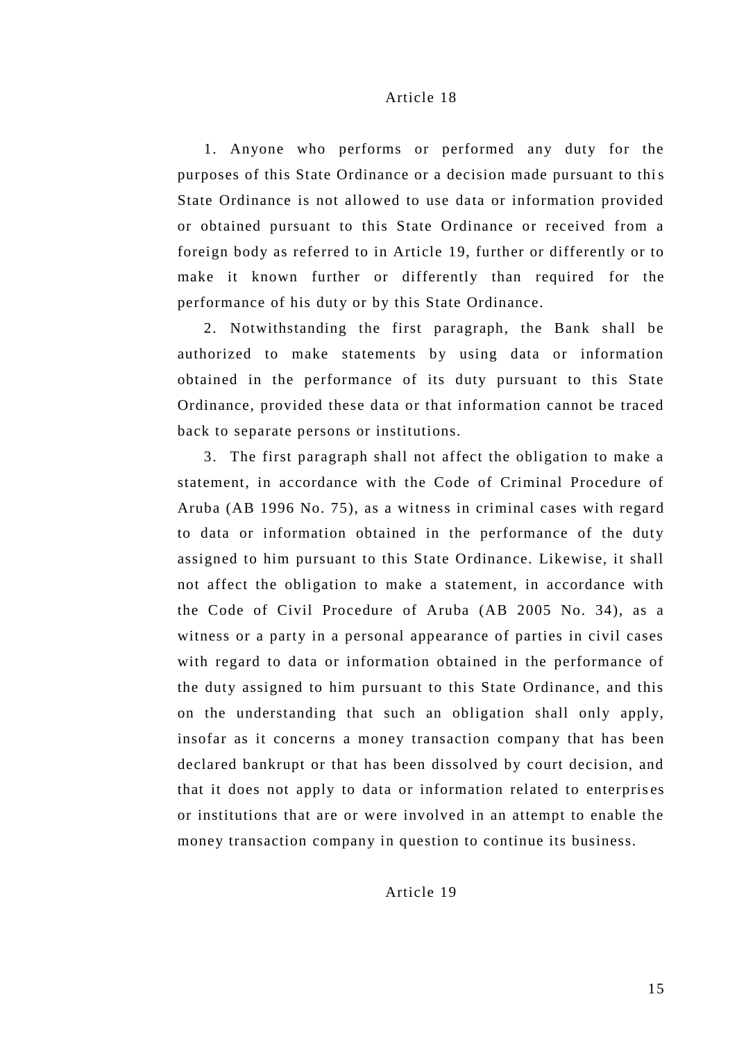## Article 18

1. Anyone who performs or performed any duty for the purposes of this State Ordinance or a decision made pursuant to this State Ordinance is not allowed to use data or information provided or obtained pursuant to this State Ordinance or received from a foreign body as referred to in Article 19, further or differently or to make it known further or differently than required for the performance of his duty or by this State Ordinance.

2. Notwithstanding the first paragraph, the Bank shall be authorized to make statements by using data or information obtained in the performance of its duty pursuant to this State Ordinance, provided these data or that information cannot be traced back to separate persons or institutions.

3. The first paragraph shall not affect the obligation to make a statement, in accordance with the Code of Criminal Procedure of Aruba (AB 1996 No. 75), as a witness in criminal cases with regard to data or information obtained in the performance of the duty assigned to him pursuant to this State Ordinance. Likewise, it shall not affect the obligation to make a statement, in accordance with the Code of Civil Procedure of Aruba (AB 2005 No. 34), as a witness or a party in a personal appearance of parties in civil cases with regard to data or information obtained in the performance of the duty assigned to him pursuant to this State Ordinance, and this on the understanding that such an obligation shall only apply, insofar as it concerns a money transaction company that has been declared bankrupt or that has been dissolved by court decision, and that it does not apply to data or information related to enterprises or institutions that are or were involved in an attempt to enable the money transaction company in question to continue its business.

## Article 19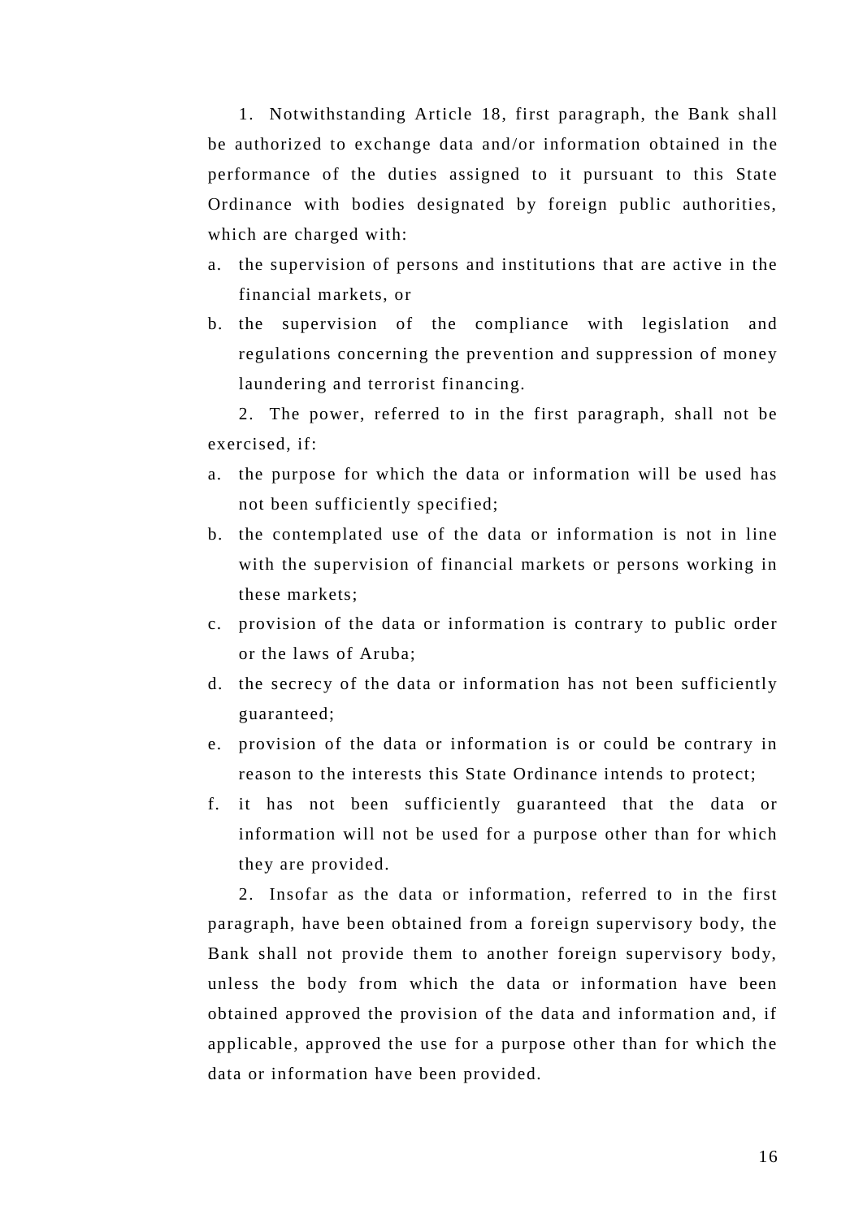1. Notwithstanding Article 18, first paragraph, the Bank shall be authorized to exchange data and/or information obtained in the performance of the duties assigned to it pursuant to this State Ordinance with bodies designated by foreign public authorities, which are charged with:

a. the supervision of persons and institutions that are active in the financial markets, or
b. the supervision of the compliance with legislation and regulations concerning the prevention and suppression of money laundering and terrorist financing.

2. The power, referred to in the first paragraph, shall not be exercised, if:

a. the purpose for which the data or information will be used has not been sufficiently specified;
b. the contemplated use of the data or information is not in line with the supervision of financial markets or persons working in these markets;
c. provision of the data or information is contrary to public order or the laws of Aruba;
d. the secrecy of the data or information has not been sufficiently guaranteed;
e. provision of the data or information is or could be contrary in reason to the interests this State Ordinance intends to protect;
f. it has not been sufficiently guaranteed that the data or information will not be used for a purpose other than for which they are provided.

2. Insofar as the data or information, referred to in the first paragraph, have been obtained from a foreign supervisory body, the Bank shall not provide them to another foreign supervisory body, unless the body from which the data or information have been obtained approved the provision of the data and information and, if applicable, approved the use for a purpose other than for which the data or information have been provided.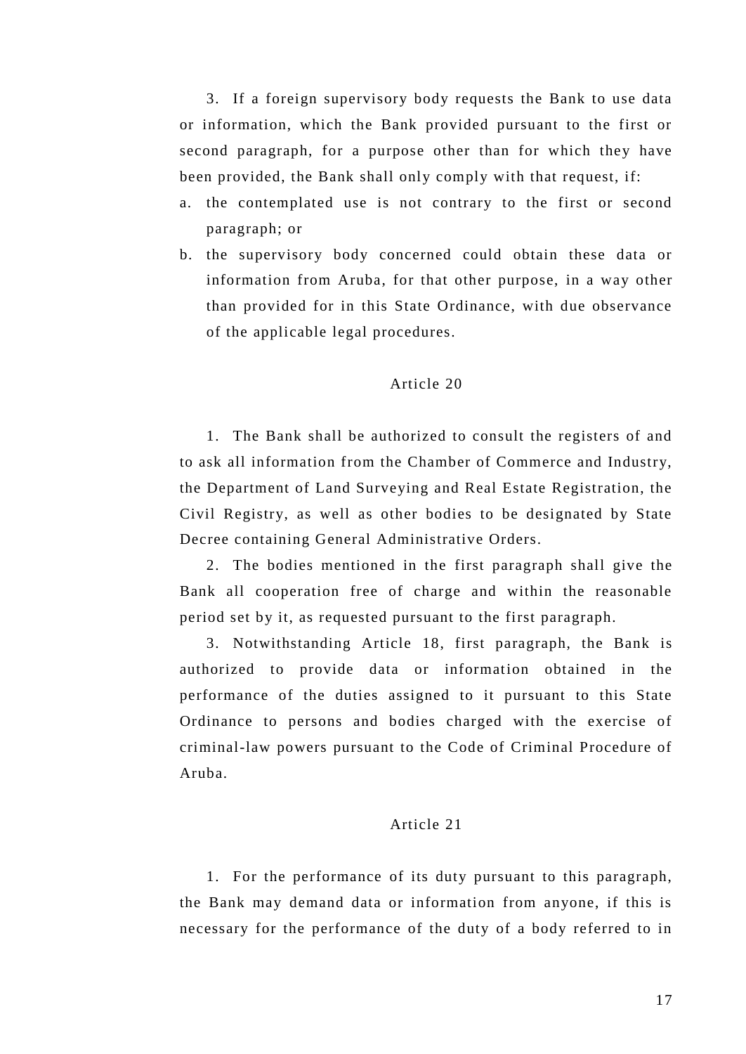3. If a foreign supervisory body requests the Bank to use data or information, which the Bank provided pursuant to the first or second paragraph, for a purpose other than for which they have been provided, the Bank shall only comply with that request, if:

a. the contemplated use is not contrary to the first or second paragraph; or
b. the supervisory body concerned could obtain these data or information from Aruba, for that other purpose, in a way other than provided for in this State Ordinance, with due observance of the applicable legal procedures.

## Article 20

1. The Bank shall be authorized to consult the registers of and to ask all information from the Chamber of Commerce and Industry, the Department of Land Surveying and Real Estate Registration, the Civil Registry, as well as other bodies to be designated by State Decree containing General Administrative Orders.

2. The bodies mentioned in the first paragraph shall give the Bank all cooperation free of charge and within the reasonable period set by it, as requested pursuant to the first paragraph.

3. Notwithstanding Article 18, first paragraph, the Bank is authorized to provide data or information obtained in the performance of the duties assigned to it pursuant to this State Ordinance to persons and bodies charged with the exercise of criminal-law powers pursuant to the Code of Criminal Procedure of Aruba.

## Article 21

1. For the performance of its duty pursuant to this paragraph, the Bank may demand data or information from anyone, if this is necessary for the performance of the duty of a body referred to in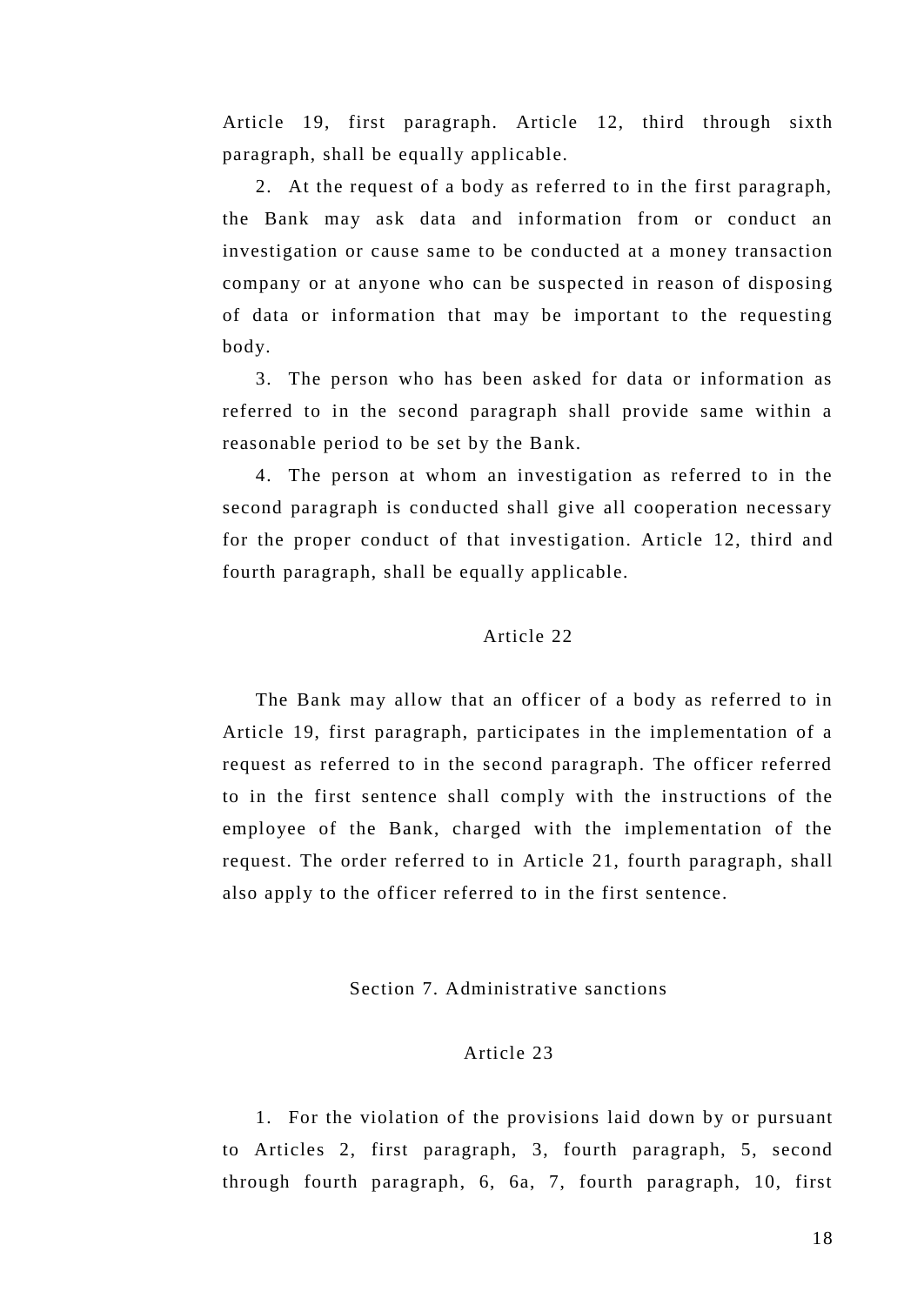Article 19, first paragraph. Article 12, third through sixth paragraph, shall be equally applicable.

2. At the request of a body as referred to in the first paragraph, the Bank may ask data and information from or conduct an investigation or cause same to be conducted at a money transaction company or at anyone who can be suspected in reason of disposing of data or information that may be important to the requesting body.

3. The person who has been asked for data or information as referred to in the second paragraph shall provide same within a reasonable period to be set by the Bank.

4. The person at whom an investigation as referred to in the second paragraph is conducted shall give all cooperation necessary for the proper conduct of that investigation. Article 12, third and fourth paragraph, shall be equally applicable.

### Article 22

The Bank may allow that an officer of a body as referred to in Article 19, first paragraph, participates in the implementation of a request as referred to in the second paragraph. The officer referred to in the first sentence shall comply with the instructions of the employee of the Bank, charged with the implementation of the request. The order referred to in Article 21, fourth paragraph, shall also apply to the officer referred to in the first sentence.

## Section 7. Administrative sanctions

### Article 23

1. For the violation of the provisions laid down by or pursuant to Articles 2, first paragraph, 3, fourth paragraph, 5, second through fourth paragraph, 6, 6a, 7, fourth paragraph, 10, first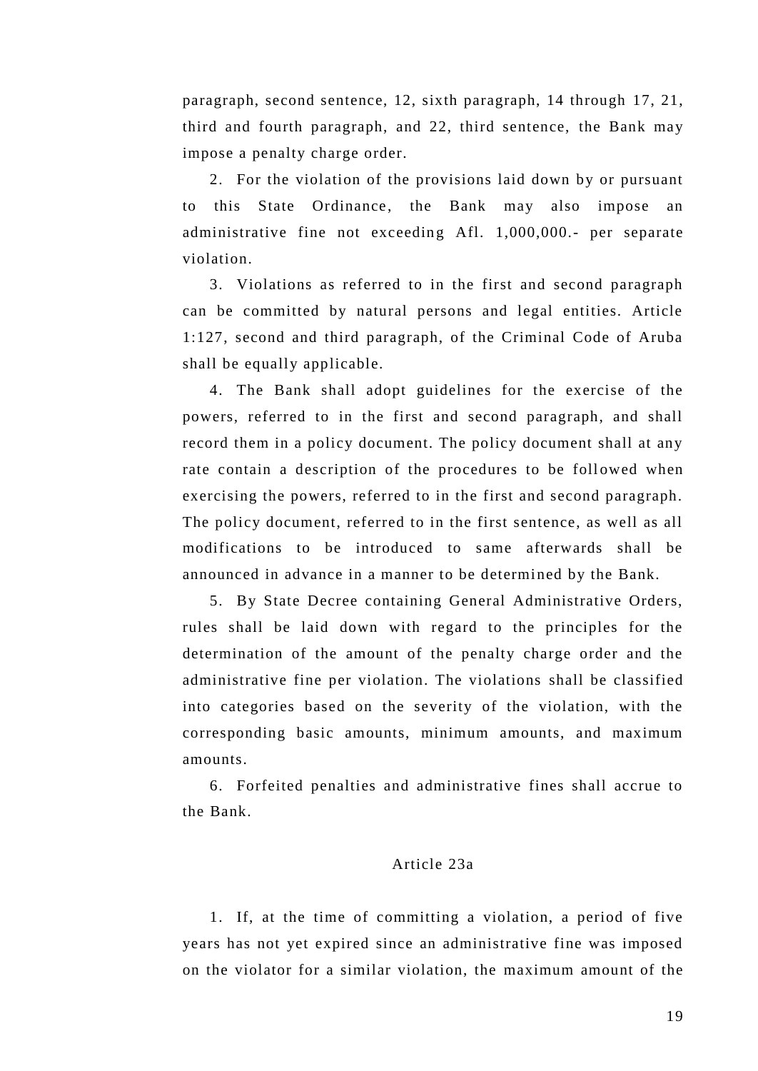paragraph, second sentence, 12, sixth paragraph, 14 through 17, 21, third and fourth paragraph, and 22, third sentence, the Bank may impose a penalty charge order.

2. For the violation of the provisions laid down by or pursuant to this State Ordinance, the Bank may also impose an administrative fine not exceeding Afl. 1,000,000.- per separate violation.

3. Violations as referred to in the first and second paragraph can be committed by natural persons and legal entities. Article 1:127, second and third paragraph, of the Criminal Code of Aruba shall be equally applicable.

4. The Bank shall adopt guidelines for the exercise of the powers, referred to in the first and second paragraph, and shall record them in a policy document. The policy document shall at any rate contain a description of the procedures to be followed when exercising the powers, referred to in the first and second paragraph. The policy document, referred to in the first sentence, as well as all modifications to be introduced to same afterwards shall be announced in advance in a manner to be determined by the Bank.

5. By State Decree containing General Administrative Orders, rules shall be laid down with regard to the principles for the determination of the amount of the penalty charge order and the administrative fine per violation. The violations shall be classified into categories based on the severity of the violation, with the corresponding basic amounts, minimum amounts, and maximum amounts.

6. Forfeited penalties and administrative fines shall accrue to the Bank.

### Article 23a

1. If, at the time of committing a violation, a period of five years has not yet expired since an administrative fine was imposed on the violator for a similar violation, the maximum amount of the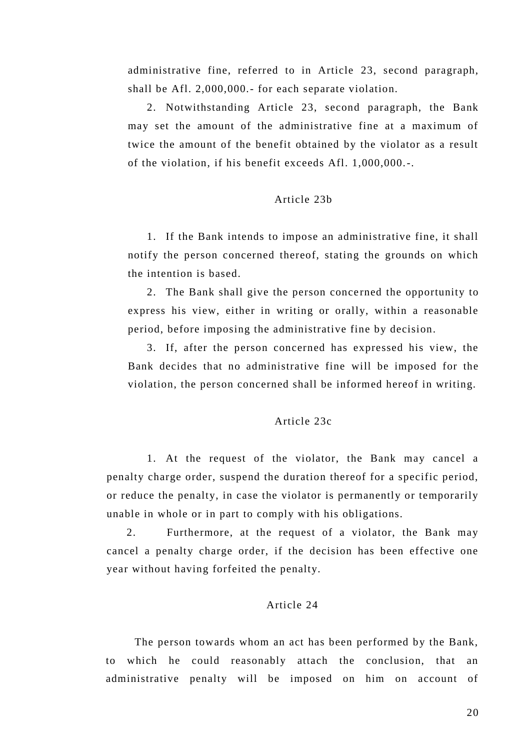administrative fine, referred to in Article 23, second paragraph, shall be Afl. 2,000,000.- for each separate violation.

2. Notwithstanding Article 23, second paragraph, the Bank may set the amount of the administrative fine at a maximum of twice the amount of the benefit obtained by the violator as a result of the violation, if his benefit exceeds Afl. 1,000,000.-.

### Article 23b

1. If the Bank intends to impose an administrative fine, it shall notify the person concerned thereof, stating the grounds on which the intention is based.

2. The Bank shall give the person concerned the opportunity to express his view, either in writing or orally, within a reasonable period, before imposing the administrative fine by decision.

3. If, after the person concerned has expressed his view, the Bank decides that no administrative fine will be imposed for the violation, the person concerned shall be informed hereof in writing.

### Article 23c

1. At the request of the violator, the Bank may cancel a penalty charge order, suspend the duration thereof for a specific period, or reduce the penalty, in case the violator is permanently or temporarily unable in whole or in part to comply with his obligations.

2. Furthermore, at the request of a violator, the Bank may cancel a penalty charge order, if the decision has been effective one year without having forfeited the penalty.

### Article 24

The person towards whom an act has been performed by the Bank, to which he could reasonably attach the conclusion, that an administrative penalty will be imposed on him on account of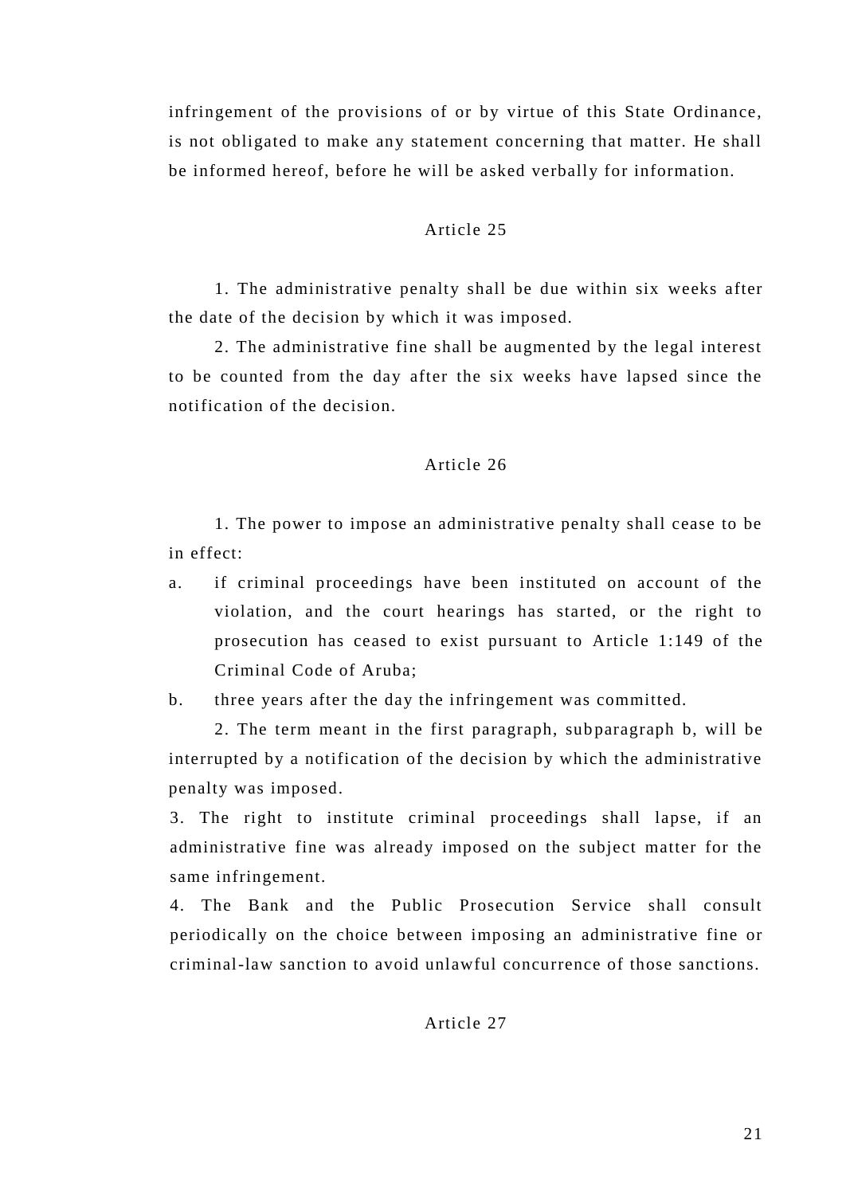infringement of the provisions of or by virtue of this State Ordinance, is not obligated to make any statement concerning that matter. He shall be informed hereof, before he will be asked verbally for information.

## Article 25

1. The administrative penalty shall be due within six weeks after the date of the decision by which it was imposed.

2. The administrative fine shall be augmented by the legal interest to be counted from the day after the six weeks have lapsed since the notification of the decision.

## Article 26

1. The power to impose an administrative penalty shall cease to be in effect:

a. if criminal proceedings have been instituted on account of the violation, and the court hearings has started, or the right to prosecution has ceased to exist pursuant to Article 1:149 of the Criminal Code of Aruba;

b. three years after the day the infringement was committed.

2. The term meant in the first paragraph, subparagraph b, will be interrupted by a notification of the decision by which the administrative penalty was imposed.

3. The right to institute criminal proceedings shall lapse, if an administrative fine was already imposed on the subject matter for the same infringement.

4. The Bank and the Public Prosecution Service shall consult periodically on the choice between imposing an administrative fine or criminal-law sanction to avoid unlawful concurrence of those sanctions.

## Article 27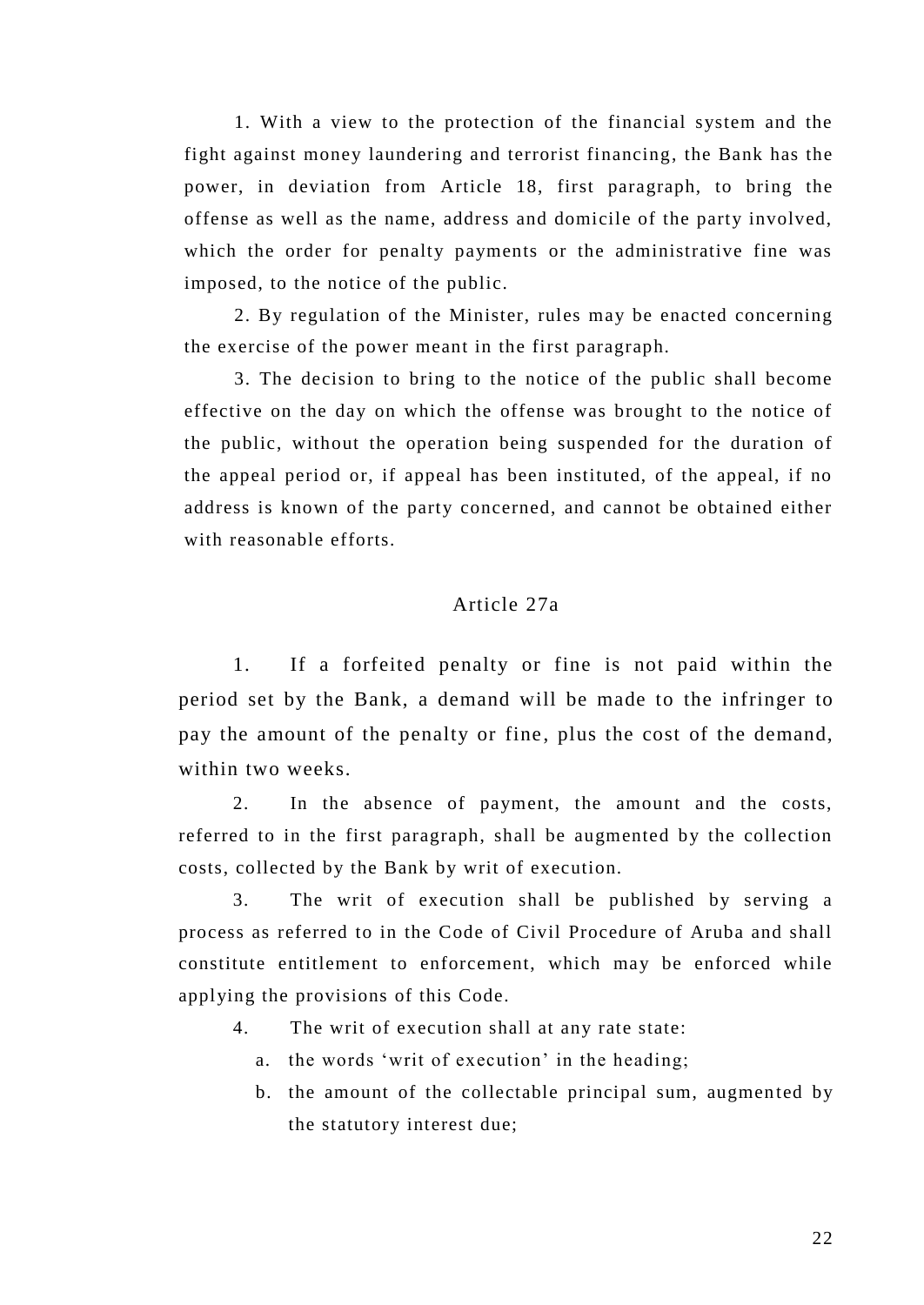1. With a view to the protection of the financial system and the fight against money laundering and terrorist financing, the Bank has the power, in deviation from Article 18, first paragraph, to bring the offense as well as the name, address and domicile of the party involved, which the order for penalty payments or the administrative fine was imposed, to the notice of the public.

2. By regulation of the Minister, rules may be enacted concerning the exercise of the power meant in the first paragraph.

3. The decision to bring to the notice of the public shall become effective on the day on which the offense was brought to the notice of the public, without the operation being suspended for the duration of the appeal period or, if appeal has been instituted, of the appeal, if no address is known of the party concerned, and cannot be obtained either with reasonable efforts.

## Article 27a

1. If a forfeited penalty or fine is not paid within the period set by the Bank, a demand will be made to the infringer to pay the amount of the penalty or fine, plus the cost of the demand, within two weeks.

2. In the absence of payment, the amount and the costs, referred to in the first paragraph, shall be augmented by the collection costs, collected by the Bank by writ of execution.

3. The writ of execution shall be published by serving a process as referred to in the Code of Civil Procedure of Aruba and shall constitute entitlement to enforcement, which may be enforced while applying the provisions of this Code.

4. The writ of execution shall at any rate state:
   a. the words 'writ of execution' in the heading;
   b. the amount of the collectable principal sum, augmented by the statutory interest due;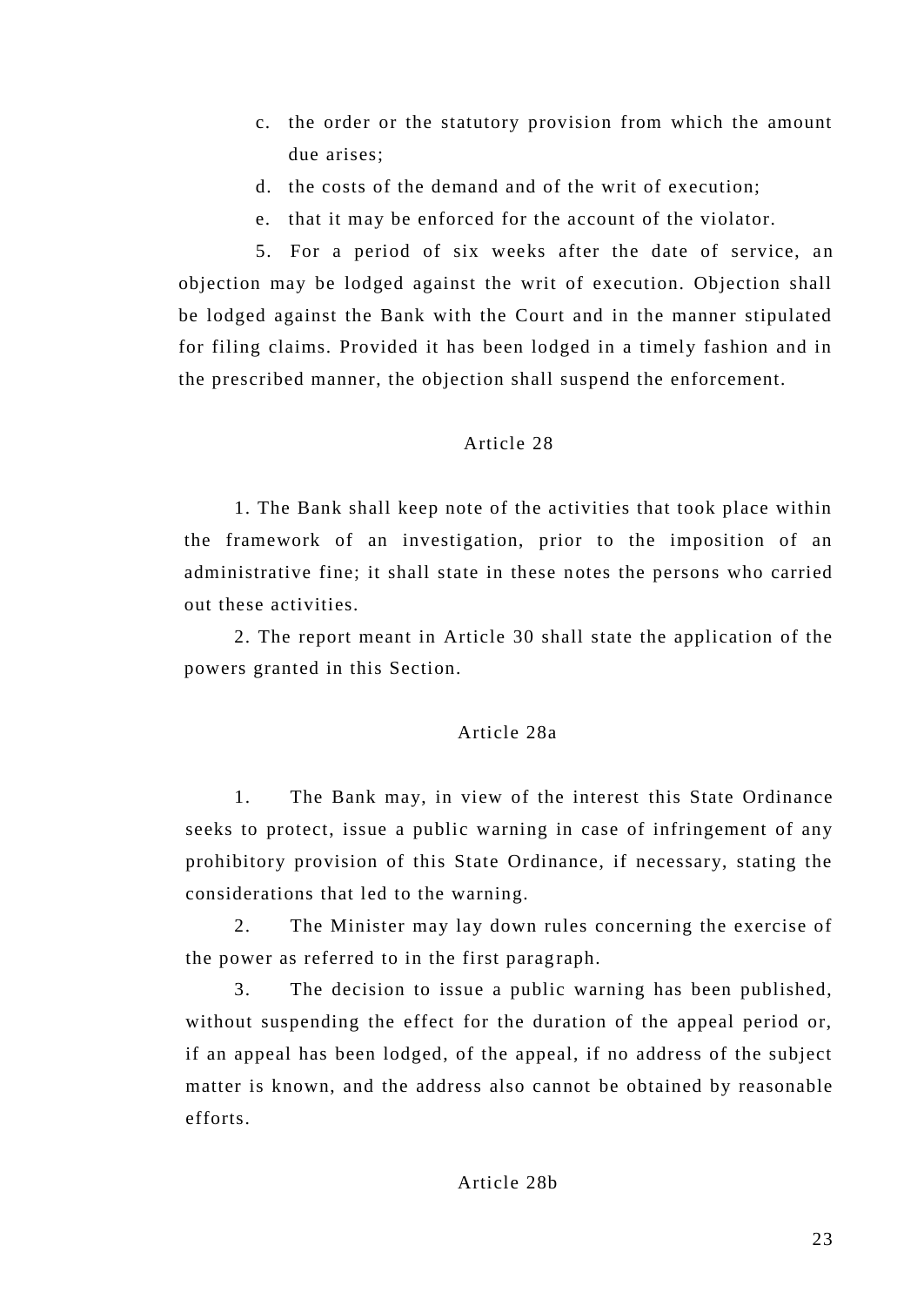c. the order or the statutory provision from which the amount due arises;

d. the costs of the demand and of the writ of execution;

e. that it may be enforced for the account of the violator.

5. For a period of six weeks after the date of service, an objection may be lodged against the writ of execution. Objection shall be lodged against the Bank with the Court and in the manner stipulated for filing claims. Provided it has been lodged in a timely fashion and in the prescribed manner, the objection shall suspend the enforcement.

Article 28

1. The Bank shall keep note of the activities that took place within the framework of an investigation, prior to the imposition of an administrative fine; it shall state in these notes the persons who carried out these activities.

2. The report meant in Article 30 shall state the application of the powers granted in this Section.

Article 28a

1. The Bank may, in view of the interest this State Ordinance seeks to protect, issue a public warning in case of infringement of any prohibitory provision of this State Ordinance, if necessary, stating the considerations that led to the warning.

2. The Minister may lay down rules concerning the exercise of the power as referred to in the first paragraph.

3. The decision to issue a public warning has been published, without suspending the effect for the duration of the appeal period or, if an appeal has been lodged, of the appeal, if no address of the subject matter is known, and the address also cannot be obtained by reasonable efforts.

Article 28b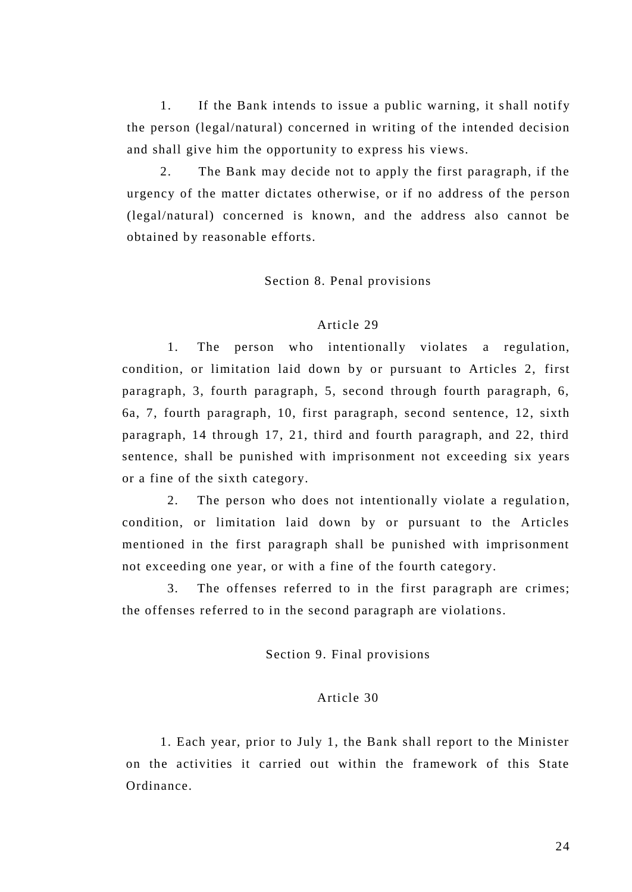1. If the Bank intends to issue a public warning, it shall notify the person (legal/natural) concerned in writing of the intended decision and shall give him the opportunity to express his views.

2. The Bank may decide not to apply the first paragraph, if the urgency of the matter dictates otherwise, or if no address of the person (legal/natural) concerned is known, and the address also cannot be obtained by reasonable efforts.

## Section 8. Penal provisions

### Article 29

1. The person who intentionally violates a regulation, condition, or limitation laid down by or pursuant to Articles 2, first paragraph, 3, fourth paragraph, 5, second through fourth paragraph, 6, 6a, 7, fourth paragraph, 10, first paragraph, second sentence, 12, sixth paragraph, 14 through 17, 21, third and fourth paragraph, and 22, third sentence, shall be punished with imprisonment not exceeding six years or a fine of the sixth category.

2. The person who does not intentionally violate a regulation, condition, or limitation laid down by or pursuant to the Articles mentioned in the first paragraph shall be punished with imprisonment not exceeding one year, or with a fine of the fourth category.

3. The offenses referred to in the first paragraph are crimes; the offenses referred to in the second paragraph are violations.

## Section 9. Final provisions

### Article 30

1. Each year, prior to July 1, the Bank shall report to the Minister on the activities it carried out within the framework of this State Ordinance.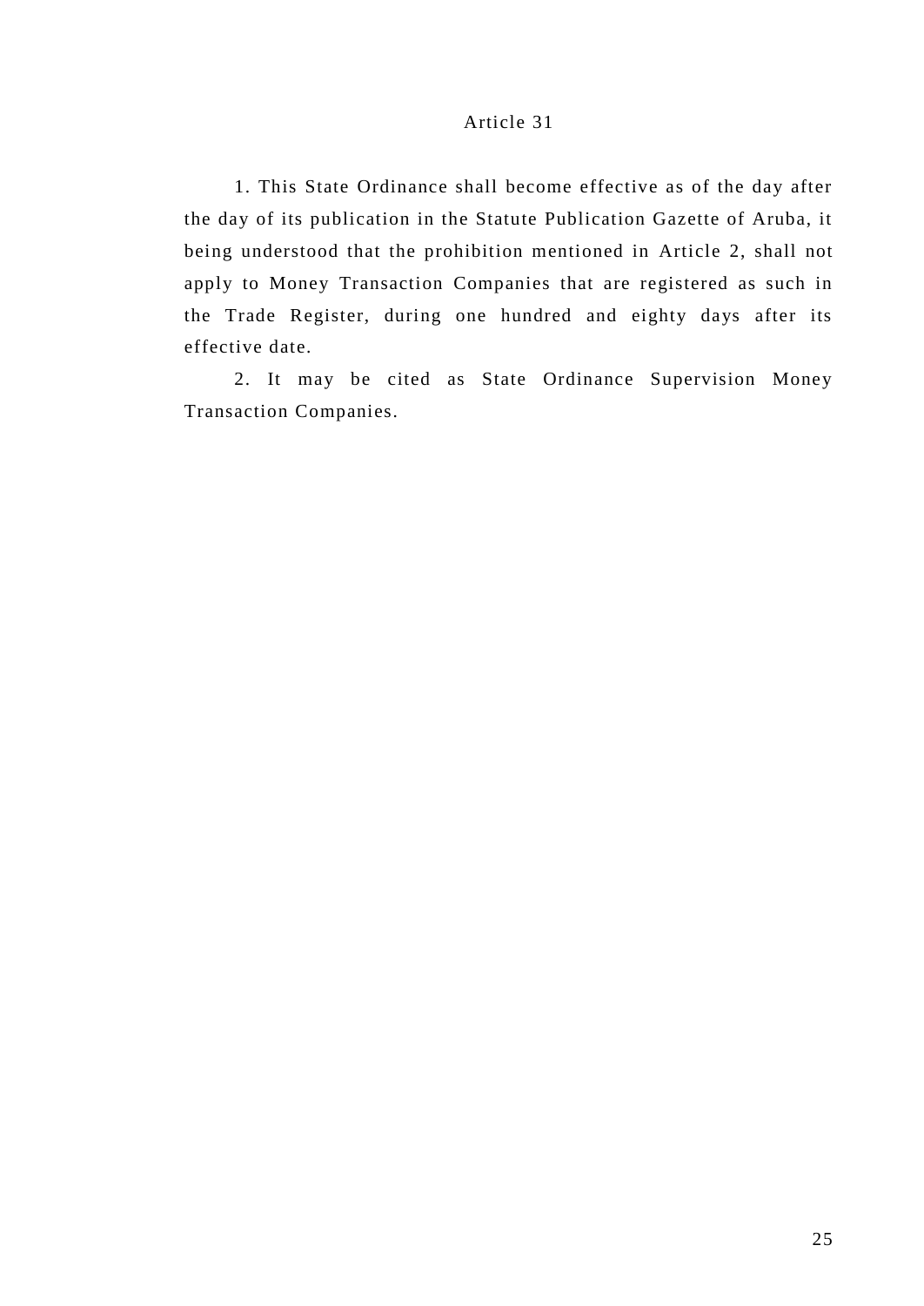## Article 31

1. This State Ordinance shall become effective as of the day after the day of its publication in the Statute Publication Gazette of Aruba, it being understood that the prohibition mentioned in Article 2, shall not apply to Money Transaction Companies that are registered as such in the Trade Register, during one hundred and eighty days after its effective date.

2. It may be cited as State Ordinance Supervision Money Transaction Companies.